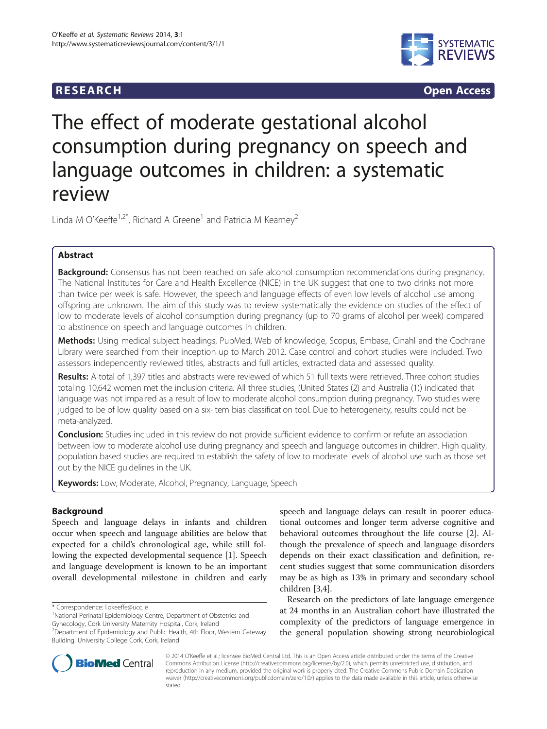**RESEARCH** **Open Access**

# The effect of moderate gestational alcohol consumption during pregnancy on speech and language outcomes in children: a systematic review

Linda M O'Keeffe[1,2*], Richard A Greene[1] and Patricia M Kearney[2]

## Abstract

**Background:** Consensus has not been reached on safe alcohol consumption recommendations during pregnancy. The National Institutes for Care and Health Excellence (NICE) in the UK suggest that one to two drinks not more than twice per week is safe. However, the speech and language effects of even low levels of alcohol use among offspring are unknown. The aim of this study was to review systematically the evidence on studies of the effect of low to moderate levels of alcohol consumption during pregnancy (up to 70 grams of alcohol per week) compared to abstinence on speech and language outcomes in children.

**Methods:** Using medical subject headings, PubMed, Web of knowledge, Scopus, Embase, Cinahl and the Cochrane Library were searched from their inception up to March 2012. Case control and cohort studies were included. Two assessors independently reviewed titles, abstracts and full articles, extracted data and assessed quality.

**Results:** A total of 1,397 titles and abstracts were reviewed of which 51 full texts were retrieved. Three cohort studies totaling 10,642 women met the inclusion criteria. All three studies, (United States (2) and Australia (1)) indicated that language was not impaired as a result of low to moderate alcohol consumption during pregnancy. Two studies were judged to be of low quality based on a six-item bias classification tool. Due to heterogeneity, results could not be meta-analyzed.

**Conclusion:** Studies included in this review do not provide sufficient evidence to confirm or refute an association between low to moderate alcohol use during pregnancy and speech and language outcomes in children. High quality, population based studies are required to establish the safety of low to moderate levels of alcohol use such as those set out by the NICE guidelines in the UK.

**Keywords:** Low, Moderate, Alcohol, Pregnancy, Language, Speech

## Background

Speech and language delays in infants and children occur when speech and language abilities are below that expected for a child's chronological age, while still following the expected developmental sequence [1]. Speech and language development is known to be an important overall developmental milestone in children and early speech and language delays can result in poorer educational outcomes and longer term adverse cognitive and behavioral outcomes throughout the life course [2]. Although the prevalence of speech and language disorders depends on their exact classification and definition, recent studies suggest that some communication disorders may be as high as 13% in primary and secondary school children [3,4].

Research on the predictors of late language emergence at 24 months in an Australian cohort have illustrated the complexity of the predictors of language emergence in the general population showing strong neurobiological

\* Correspondence: l.okeeffe@ucc.ie
[1]National Perinatal Epidemiology Centre, Department of Obstetrics and Gynecology, Cork University Maternity Hospital, Cork, Ireland
[2]Department of Epidemiology and Public Health, 4th Floor, Western Gateway Building, University College Cork, Cork, Ireland

© 2014 O'Keeffe et al.; licensee BioMed Central Ltd. This is an Open Access article distributed under the terms of the Creative Commons Attribution License (http://creativecommons.org/licenses/by/2.0), which permits unrestricted use, distribution, and reproduction in any medium, provided the original work is properly cited. The Creative Commons Public Domain Dedication waiver (http://creativecommons.org/publicdomain/zero/1.0/) applies to the data made available in this article, unless otherwise stated.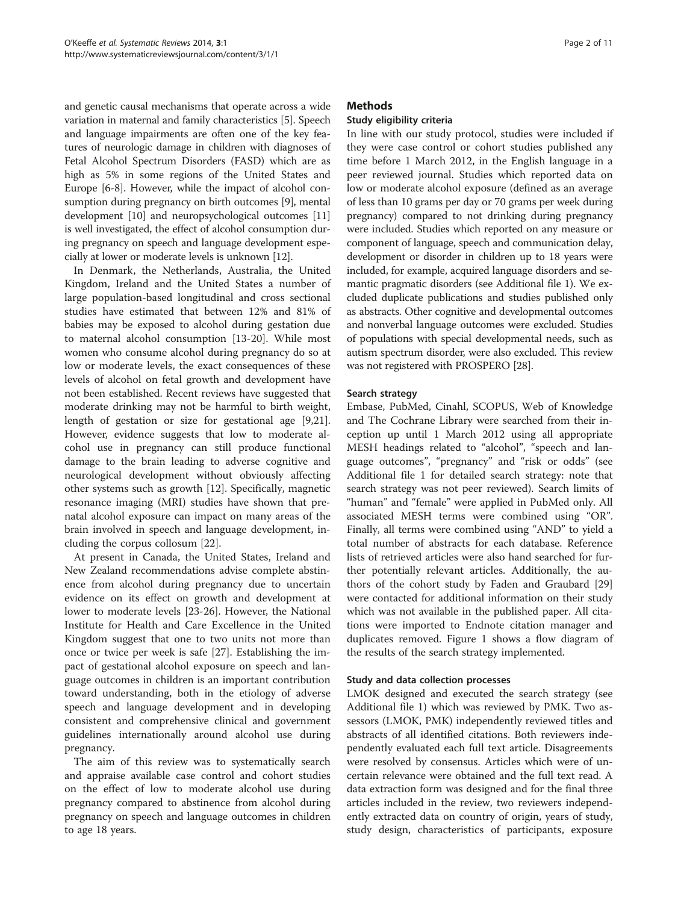and genetic causal mechanisms that operate across a wide variation in maternal and family characteristics [5]. Speech and language impairments are often one of the key features of neurologic damage in children with diagnoses of Fetal Alcohol Spectrum Disorders (FASD) which are as high as 5% in some regions of the United States and Europe [6-8]. However, while the impact of alcohol consumption during pregnancy on birth outcomes [9], mental development [10] and neuropsychological outcomes [11] is well investigated, the effect of alcohol consumption during pregnancy on speech and language development especially at lower or moderate levels is unknown [12].

In Denmark, the Netherlands, Australia, the United Kingdom, Ireland and the United States a number of large population-based longitudinal and cross sectional studies have estimated that between 12% and 81% of babies may be exposed to alcohol during gestation due to maternal alcohol consumption [13-20]. While most women who consume alcohol during pregnancy do so at low or moderate levels, the exact consequences of these levels of alcohol on fetal growth and development have not been established. Recent reviews have suggested that moderate drinking may not be harmful to birth weight, length of gestation or size for gestational age [9,21]. However, evidence suggests that low to moderate alcohol use in pregnancy can still produce functional damage to the brain leading to adverse cognitive and neurological development without obviously affecting other systems such as growth [12]. Specifically, magnetic resonance imaging (MRI) studies have shown that prenatal alcohol exposure can impact on many areas of the brain involved in speech and language development, including the corpus collosum [22].

At present in Canada, the United States, Ireland and New Zealand recommendations advise complete abstinence from alcohol during pregnancy due to uncertain evidence on its effect on growth and development at lower to moderate levels [23-26]. However, the National Institute for Health and Care Excellence in the United Kingdom suggest that one to two units not more than once or twice per week is safe [27]. Establishing the impact of gestational alcohol exposure on speech and language outcomes in children is an important contribution toward understanding, both in the etiology of adverse speech and language development and in developing consistent and comprehensive clinical and government guidelines internationally around alcohol use during pregnancy.

The aim of this review was to systematically search and appraise available case control and cohort studies on the effect of low to moderate alcohol use during pregnancy compared to abstinence from alcohol during pregnancy on speech and language outcomes in children to age 18 years.

## Methods

### Study eligibility criteria

In line with our study protocol, studies were included if they were case control or cohort studies published any time before 1 March 2012, in the English language in a peer reviewed journal. Studies which reported data on low or moderate alcohol exposure (defined as an average of less than 10 grams per day or 70 grams per week during pregnancy) compared to not drinking during pregnancy were included. Studies which reported on any measure or component of language, speech and communication delay, development or disorder in children up to 18 years were included, for example, acquired language disorders and semantic pragmatic disorders (see Additional file 1). We excluded duplicate publications and studies published only as abstracts. Other cognitive and developmental outcomes and nonverbal language outcomes were excluded. Studies of populations with special developmental needs, such as autism spectrum disorder, were also excluded. This review was not registered with PROSPERO [28].

### Search strategy

Embase, PubMed, Cinahl, SCOPUS, Web of Knowledge and The Cochrane Library were searched from their inception up until 1 March 2012 using all appropriate MESH headings related to "alcohol", "speech and language outcomes", "pregnancy" and "risk or odds" (see Additional file 1 for detailed search strategy: note that search strategy was not peer reviewed). Search limits of "human" and "female" were applied in PubMed only. All associated MESH terms were combined using "OR". Finally, all terms were combined using "AND" to yield a total number of abstracts for each database. Reference lists of retrieved articles were also hand searched for further potentially relevant articles. Additionally, the authors of the cohort study by Faden and Graubard [29] were contacted for additional information on their study which was not available in the published paper. All citations were imported to Endnote citation manager and duplicates removed. Figure 1 shows a flow diagram of the results of the search strategy implemented.

### Study and data collection processes

LMOK designed and executed the search strategy (see Additional file 1) which was reviewed by PMK. Two assessors (LMOK, PMK) independently reviewed titles and abstracts of all identified citations. Both reviewers independently evaluated each full text article. Disagreements were resolved by consensus. Articles which were of uncertain relevance were obtained and the full text read. A data extraction form was designed and for the final three articles included in the review, two reviewers independently extracted data on country of origin, years of study, study design, characteristics of participants, exposure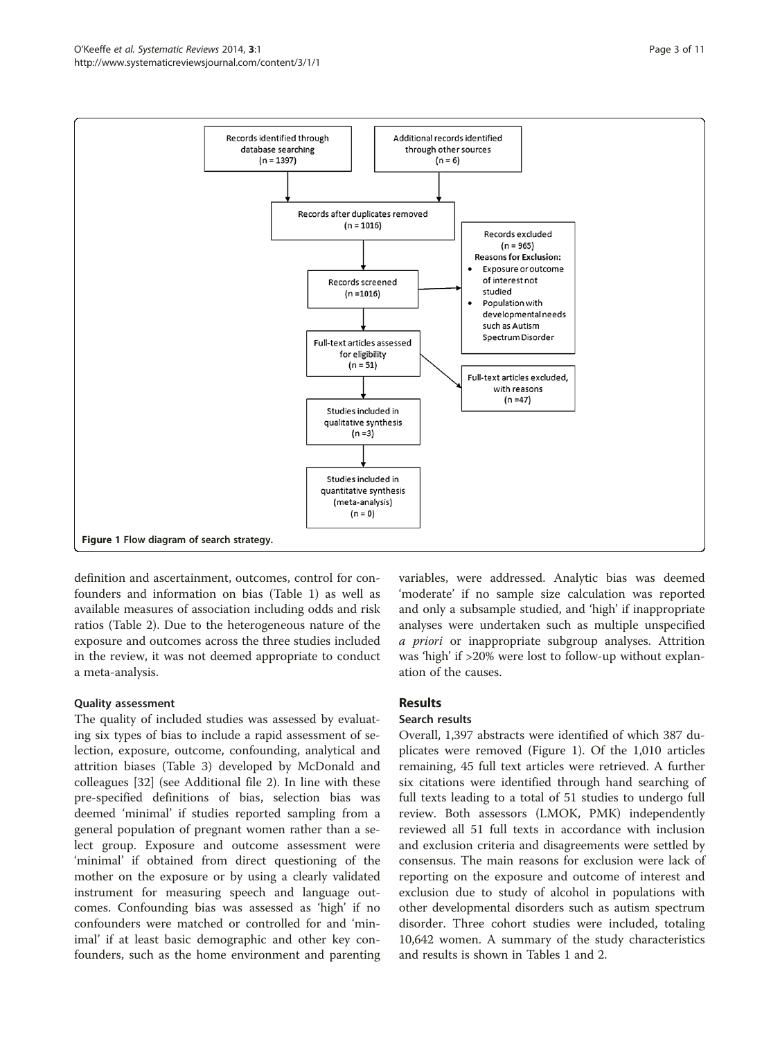Records identified through database searching (n = 1397)

Additional records identified through other sources (n = 6)

Records after duplicates removed (n = 1016)

Records screened (n =1016)

Records excluded (n = 965)
**Reasons for Exclusion:**
- Exposure or outcome of interest not studied
- Population with developmental needs such as Autism Spectrum Disorder

Full-text articles assessed for eligibility (n = 51)

Full-text articles excluded, with reasons (n =47)

Studies included in qualitative synthesis (n =3)

Studies included in quantitative synthesis (meta-analysis) (n = 0)

**Figure 1 Flow diagram of search strategy.**

definition and ascertainment, outcomes, control for confounders and information on bias (Table 1) as well as available measures of association including odds and risk ratios (Table 2). Due to the heterogeneous nature of the exposure and outcomes across the three studies included in the review, it was not deemed appropriate to conduct a meta-analysis.

### Quality assessment

The quality of included studies was assessed by evaluating six types of bias to include a rapid assessment of selection, exposure, outcome, confounding, analytical and attrition biases (Table 3) developed by McDonald and colleagues [32] (see Additional file 2). In line with these pre-specified definitions of bias, selection bias was deemed 'minimal' if studies reported sampling from a general population of pregnant women rather than a select group. Exposure and outcome assessment were 'minimal' if obtained from direct questioning of the mother on the exposure or by using a clearly validated instrument for measuring speech and language outcomes. Confounding bias was assessed as 'high' if no confounders were matched or controlled for and 'minimal' if at least basic demographic and other key confounders, such as the home environment and parenting variables, were addressed. Analytic bias was deemed 'moderate' if no sample size calculation was reported and only a subsample studied, and 'high' if inappropriate analyses were undertaken such as multiple unspecified *a priori* or inappropriate subgroup analyses. Attrition was 'high' if >20% were lost to follow-up without explanation of the causes.

## Results

### Search results

Overall, 1,397 abstracts were identified of which 387 duplicates were removed (Figure 1). Of the 1,010 articles remaining, 45 full text articles were retrieved. A further six citations were identified through hand searching of full texts leading to a total of 51 studies to undergo full review. Both assessors (LMOK, PMK) independently reviewed all 51 full texts in accordance with inclusion and exclusion criteria and disagreements were settled by consensus. The main reasons for exclusion were lack of reporting on the exposure and outcome of interest and exclusion due to study of alcohol in populations with other developmental disorders such as autism spectrum disorder. Three cohort studies were included, totaling 10,642 women. A summary of the study characteristics and results is shown in Tables 1 and 2.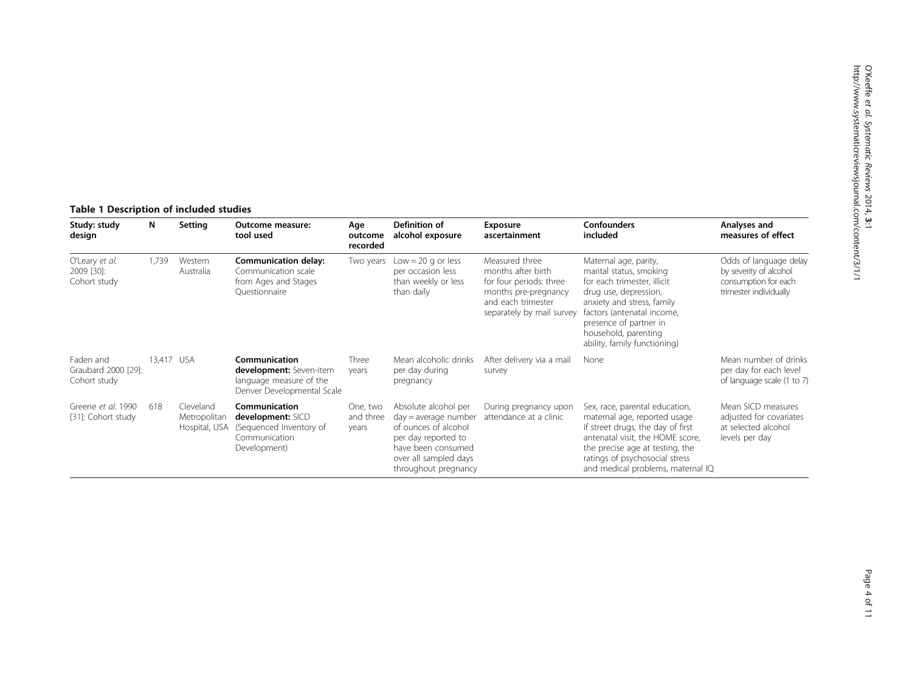**Table 1 Description of included studies**

| Study: study design | N | Setting | Outcome measure: tool used | Age outcome recorded | Definition of alcohol exposure | Exposure ascertainment | Confounders included | Analyses and measures of effect |
|---|---|---|---|---|---|---|---|---|
| O'Leary *et al.* 2009 [30]: Cohort study | 1,739 | Western Australia | **Communication delay:** Communication scale from Ages and Stages Questionnaire | Two years | Low = 20 g or less per occasion less than weekly or less than daily | Measured three months after birth for four periods: three months pre-pregnancy and each trimester separately by mail survey | Maternal age, parity, marital status, smoking for each trimester, illicit drug use, depression, anxiety and stress, family factors (antenatal income, presence of partner in household, parenting ability, family functioning) | Odds of language delay by severity of alcohol consumption for each trimester individually |
| Faden and Graubard 2000 [29]: Cohort study | 13,417 | USA | **Communication development:** Seven-item language measure of the Denver Developmental Scale | Three years | Mean alcoholic drinks per day during pregnancy | After delivery via a mail survey | None | Mean number of drinks per day for each level of language scale (1 to 7) |
| Greene *et al.* 1990 [31]: Cohort study | 618 | Cleveland Metropolitan Hospital, USA | **Communication development:** SICD (Sequenced Inventory of Communication Development) | One, two and three years | Absolute alcohol per day = average number of ounces of alcohol per day reported to have been consumed over all sampled days throughout pregnancy | During pregnancy upon attendance at a clinic | Sex, race, parental education, maternal age, reported usage if street drugs, the day of first antenatal visit, the HOME score, the precise age at testing, the ratings of psychosocial stress and medical problems, maternal IQ | Mean SICD measures adjusted for covariates at selected alcohol levels per day |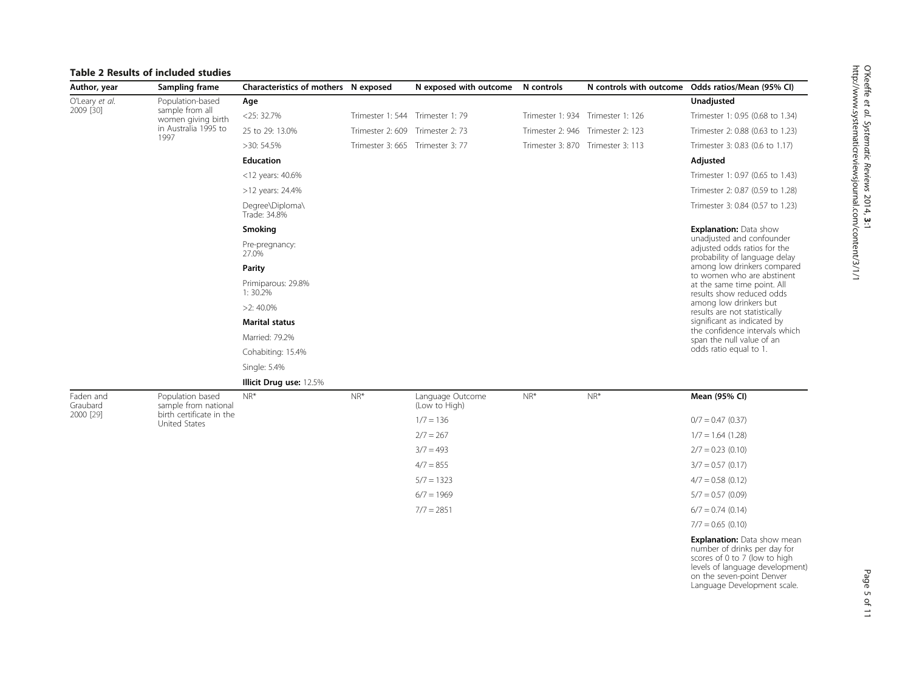**Table 2 Results of included studies**

| Author, year | Sampling frame | Characteristics of mothers | N exposed | N exposed with outcome | N controls | N controls with outcome | Odds ratios/Mean (95% CI) |
|---|---|---|---|---|---|---|---|
| O'Leary *et al.* 2009 [30] | Population-based sample from all women giving birth in Australia 1995 to 1997 | **Age** | | | | | **Unadjusted** |
| | | <25: 32.7% | Trimester 1: 544 | Trimester 1: 79 | Trimester 1: 934 | Trimester 1: 126 | Trimester 1: 0.95 (0.68 to 1.34) |
| | | 25 to 29: 13.0% | Trimester 2: 609 | Trimester 2: 73 | Trimester 2: 946 | Trimester 2: 123 | Trimester 2: 0.88 (0.63 to 1.23) |
| | | >30: 54.5% | Trimester 3: 665 | Trimester 3: 77 | Trimester 3: 870 | Trimester 3: 113 | Trimester 3: 0.83 (0.6 to 1.17) |
| | | **Education** | | | | | **Adjusted** |
| | | <12 years: 40.6% | | | | | Trimester 1: 0.97 (0.65 to 1.43) |
| | | >12 years: 24.4% | | | | | Trimester 2: 0.87 (0.59 to 1.28) |
| | | Degree\Diploma\ Trade: 34.8% | | | | | Trimester 3: 0.84 (0.57 to 1.23) |
| | | **Smoking** | | | | | **Explanation:** Data show unadjusted and confounder adjusted odds ratios for the probability of language delay among low drinkers compared to women who are abstinent at the same time point. All results show reduced odds among low drinkers but results are not statistically significant as indicated by the confidence intervals which span the null value of an odds ratio equal to 1. |
| | | Pre-pregnancy: 27.0% | | | | | |
| | | **Parity** | | | | | |
| | | Primiparous: 29.8% 1: 30.2% | | | | | |
| | | >2: 40.0% | | | | | |
| | | **Marital status** | | | | | |
| | | Married: 79.2% | | | | | |
| | | Cohabiting: 15.4% | | | | | |
| | | Single: 5.4% | | | | | |
| | | **Illicit Drug use:** 12.5% | | | | | |
| Faden and Graubard 2000 [29] | Population based sample from national birth certificate in the United States | NR* | NR* | Language Outcome (Low to High) | NR* | NR* | **Mean (95% CI)** |
| | | | | 1/7 = 136 | | | 0/7 = 0.47 (0.37) |
| | | | | 2/7 = 267 | | | 1/7 = 1.64 (1.28) |
| | | | | 3/7 = 493 | | | 2/7 = 0.23 (0.10) |
| | | | | 4/7 = 855 | | | 3/7 = 0.57 (0.17) |
| | | | | 5/7 = 1323 | | | 4/7 = 0.58 (0.12) |
| | | | | 6/7 = 1969 | | | 5/7 = 0.57 (0.09) |
| | | | | 7/7 = 2851 | | | 6/7 = 0.74 (0.14) |
| | | | | | | | 7/7 = 0.65 (0.10) |
| | | | | | | | **Explanation:** Data show mean number of drinks per day for scores of 0 to 7 (low to high levels of language development) on the seven-point Denver Language Development scale. |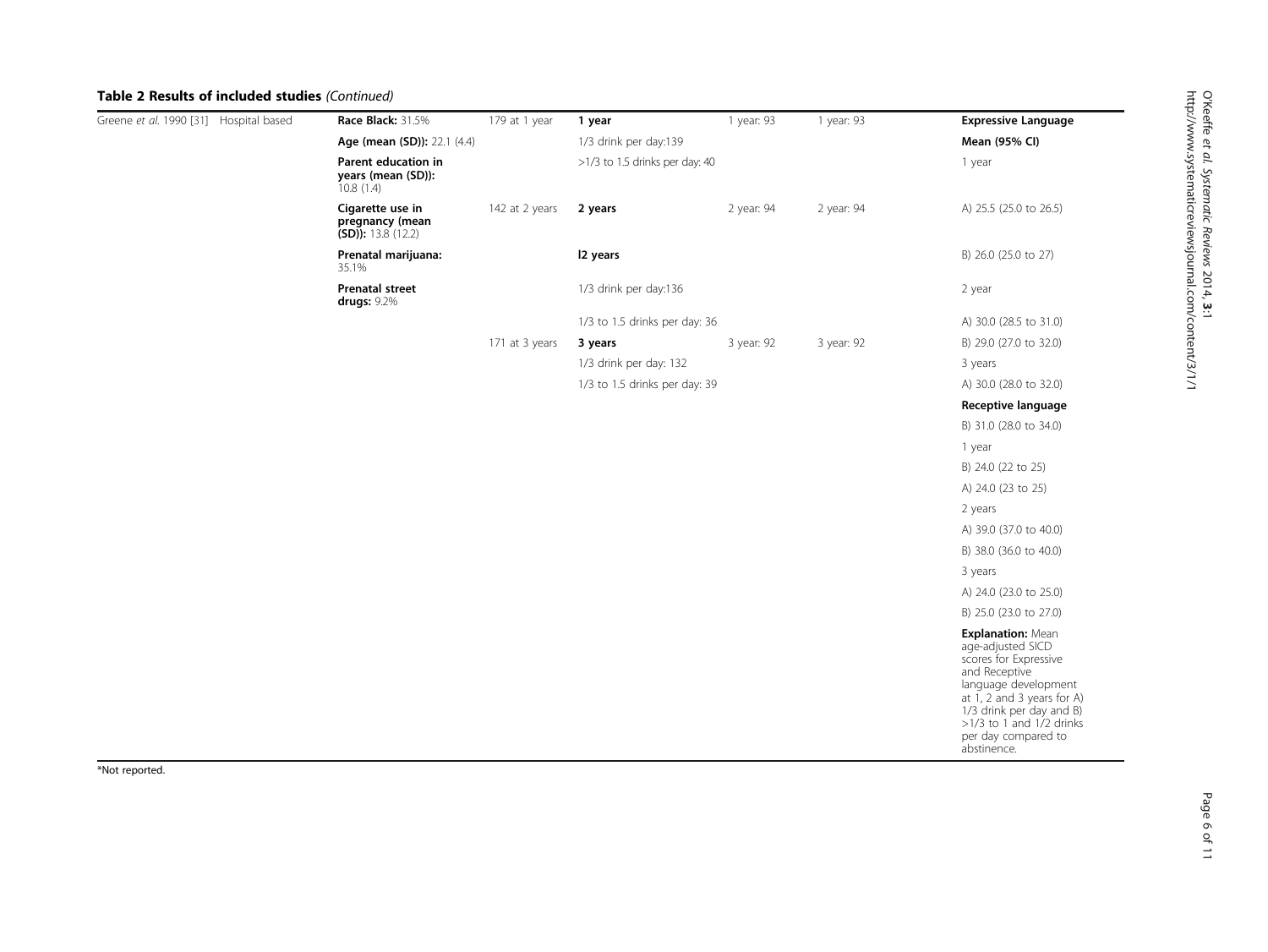**Table 2 Results of included studies** *(Continued)*

| | | | | | | | |
|---|---|---|---|---|---|---|---|
| Greene *et al*. 1990 [31] | Hospital based | **Race Black:** 31.5% | 179 at 1 year | **1 year** | 1 year: 93 | 1 year: 93 | **Expressive Language** |
| | | **Age (mean (SD)):** 22.1 (4.4) | | 1/3 drink per day:139 | | | **Mean (95% CI)** |
| | | **Parent education in years (mean (SD)):** 10.8 (1.4) | | >1/3 to 1.5 drinks per day: 40 | | | 1 year |
| | | **Cigarette use in pregnancy (mean (SD)):** 13.8 (12.2) | 142 at 2 years | **2 years** | 2 year: 94 | 2 year: 94 | A) 25.5 (25.0 to 26.5) |
| | | **Prenatal marijuana:** 35.1% | | **l2 years** | | | B) 26.0 (25.0 to 27) |
| | | **Prenatal street drugs:** 9.2% | | 1/3 drink per day:136 | | | 2 year |
| | | | | 1/3 to 1.5 drinks per day: 36 | | | A) 30.0 (28.5 to 31.0) |
| | | | 171 at 3 years | **3 years** | 3 year: 92 | 3 year: 92 | B) 29.0 (27.0 to 32.0) |
| | | | | 1/3 drink per day: 132 | | | 3 years |
| | | | | 1/3 to 1.5 drinks per day: 39 | | | A) 30.0 (28.0 to 32.0) |
| | | | | | | | **Receptive language** |
| | | | | | | | B) 31.0 (28.0 to 34.0) |
| | | | | | | | 1 year |
| | | | | | | | B) 24.0 (22 to 25) |
| | | | | | | | A) 24.0 (23 to 25) |
| | | | | | | | 2 years |
| | | | | | | | A) 39.0 (37.0 to 40.0) |
| | | | | | | | B) 38.0 (36.0 to 40.0) |
| | | | | | | | 3 years |
| | | | | | | | A) 24.0 (23.0 to 25.0) |
| | | | | | | | B) 25.0 (23.0 to 27.0) |
| | | | | | | | **Explanation:** Mean age-adjusted SICD scores for Expressive and Receptive language development at 1, 2 and 3 years for A) 1/3 drink per day and B) >1/3 to 1 and 1/2 drinks per day compared to abstinence. |

*Not reported.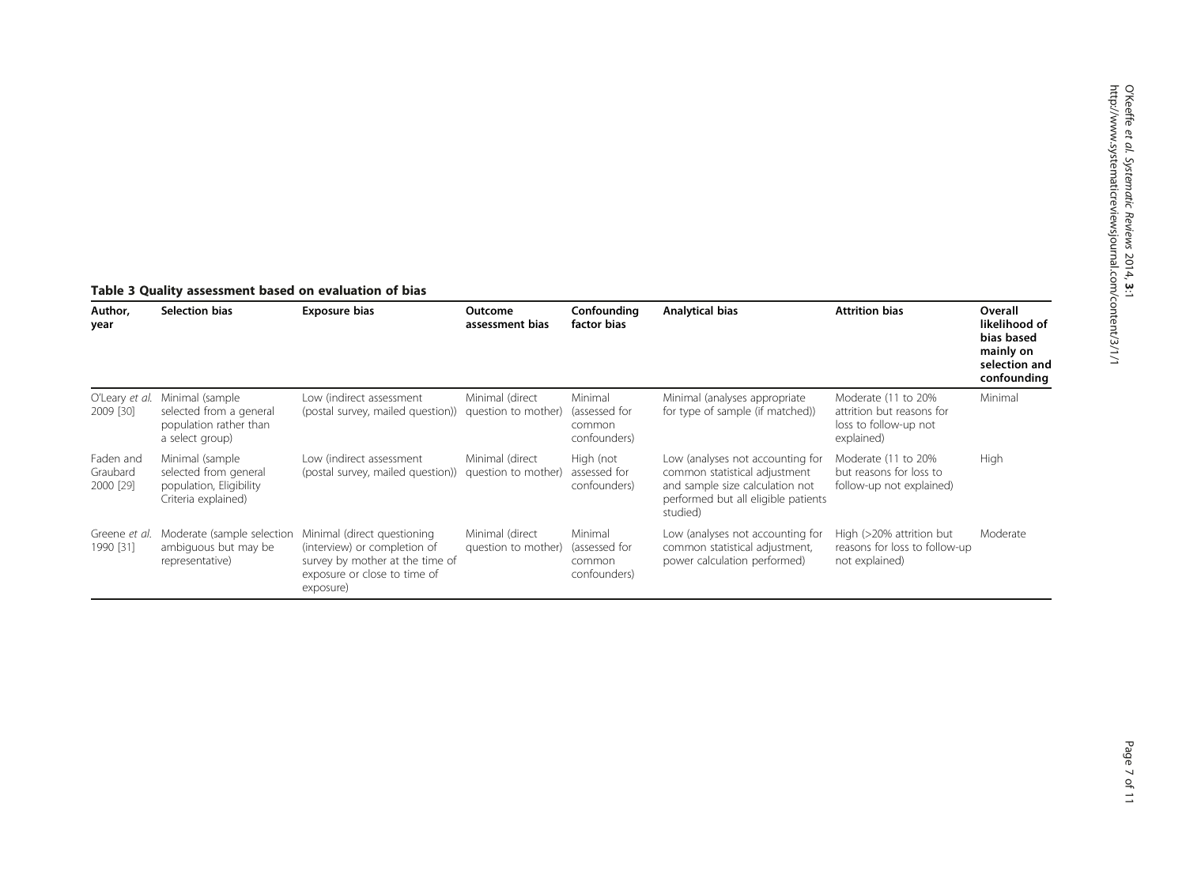**Table 3 Quality assessment based on evaluation of bias**

| Author, year | Selection bias | Exposure bias | Outcome assessment bias | Confounding factor bias | Analytical bias | Attrition bias | Overall likelihood of bias based mainly on selection and confounding |
|---|---|---|---|---|---|---|---|
| O'Leary *et al.* 2009 [30] | Minimal (sample selected from a general population rather than a select group) | Low (indirect assessment (postal survey, mailed question)) | Minimal (direct question to mother) | Minimal (assessed for common confounders) | Minimal (analyses appropriate for type of sample (if matched)) | Moderate (11 to 20% attrition but reasons for loss to follow-up not explained) | Minimal |
| Faden and Graubard 2000 [29] | Minimal (sample selected from general population, Eligibility Criteria explained) | Low (indirect assessment (postal survey, mailed question)) | Minimal (direct question to mother) | High (not assessed for confounders) | Low (analyses not accounting for common statistical adjustment and sample size calculation not performed but all eligible patients studied) | Moderate (11 to 20% but reasons for loss to follow-up not explained) | High |
| Greene *et al.* 1990 [31] | Moderate (sample selection ambiguous but may be representative) | Minimal (direct questioning (interview) or completion of survey by mother at the time of exposure or close to time of exposure) | Minimal (direct question to mother) | Minimal (assessed for common confounders) | Low (analyses not accounting for common statistical adjustment, power calculation performed) | High (>20% attrition but reasons for loss to follow-up not explained) | Moderate |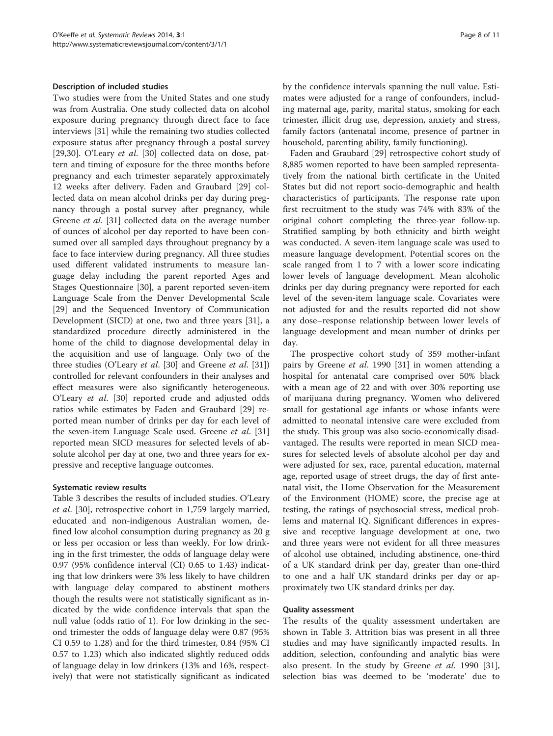### Description of included studies

Two studies were from the United States and one study was from Australia. One study collected data on alcohol exposure during pregnancy through direct face to face interviews [31] while the remaining two studies collected exposure status after pregnancy through a postal survey [29,30]. O'Leary *et al*. [30] collected data on dose, pattern and timing of exposure for the three months before pregnancy and each trimester separately approximately 12 weeks after delivery. Faden and Graubard [29] collected data on mean alcohol drinks per day during pregnancy through a postal survey after pregnancy, while Greene *et al*. [31] collected data on the average number of ounces of alcohol per day reported to have been consumed over all sampled days throughout pregnancy by a face to face interview during pregnancy. All three studies used different validated instruments to measure language delay including the parent reported Ages and Stages Questionnaire [30], a parent reported seven-item Language Scale from the Denver Developmental Scale [29] and the Sequenced Inventory of Communication Development (SICD) at one, two and three years [31], a standardized procedure directly administered in the home of the child to diagnose developmental delay in the acquisition and use of language. Only two of the three studies (O'Leary *et al*. [30] and Greene *et al*. [31]) controlled for relevant confounders in their analyses and effect measures were also significantly heterogeneous. O'Leary *et al*. [30] reported crude and adjusted odds ratios while estimates by Faden and Graubard [29] reported mean number of drinks per day for each level of the seven-item Language Scale used. Greene *et al*. [31] reported mean SICD measures for selected levels of absolute alcohol per day at one, two and three years for expressive and receptive language outcomes.

### Systematic review results

Table 3 describes the results of included studies. O'Leary *et al*. [30], retrospective cohort in 1,759 largely married, educated and non-indigenous Australian women, defined low alcohol consumption during pregnancy as 20 g or less per occasion or less than weekly. For low drinking in the first trimester, the odds of language delay were 0.97 (95% confidence interval (CI) 0.65 to 1.43) indicating that low drinkers were 3% less likely to have children with language delay compared to abstinent mothers though the results were not statistically significant as indicated by the wide confidence intervals that span the null value (odds ratio of 1). For low drinking in the second trimester the odds of language delay were 0.87 (95% CI 0.59 to 1.28) and for the third trimester, 0.84 (95% CI 0.57 to 1.23) which also indicated slightly reduced odds of language delay in low drinkers (13% and 16%, respectively) that were not statistically significant as indicated by the confidence intervals spanning the null value. Estimates were adjusted for a range of confounders, including maternal age, parity, marital status, smoking for each trimester, illicit drug use, depression, anxiety and stress, family factors (antenatal income, presence of partner in household, parenting ability, family functioning).

Faden and Graubard [29] retrospective cohort study of 8,885 women reported to have been sampled representatively from the national birth certificate in the United States but did not report socio-demographic and health characteristics of participants. The response rate upon first recruitment to the study was 74% with 83% of the original cohort completing the three-year follow-up. Stratified sampling by both ethnicity and birth weight was conducted. A seven-item language scale was used to measure language development. Potential scores on the scale ranged from 1 to 7 with a lower score indicating lower levels of language development. Mean alcoholic drinks per day during pregnancy were reported for each level of the seven-item language scale. Covariates were not adjusted for and the results reported did not show any dose–response relationship between lower levels of language development and mean number of drinks per day.

The prospective cohort study of 359 mother-infant pairs by Greene *et al*. 1990 [31] in women attending a hospital for antenatal care comprised over 50% black with a mean age of 22 and with over 30% reporting use of marijuana during pregnancy. Women who delivered small for gestational age infants or whose infants were admitted to neonatal intensive care were excluded from the study. This group was also socio-economically disadvantaged. The results were reported in mean SICD measures for selected levels of absolute alcohol per day and were adjusted for sex, race, parental education, maternal age, reported usage of street drugs, the day of first antenatal visit, the Home Observation for the Measurement of the Environment (HOME) score, the precise age at testing, the ratings of psychosocial stress, medical problems and maternal IQ. Significant differences in expressive and receptive language development at one, two and three years were not evident for all three measures of alcohol use obtained, including abstinence, one-third of a UK standard drink per day, greater than one-third to one and a half UK standard drinks per day or approximately two UK standard drinks per day.

### Quality assessment

The results of the quality assessment undertaken are shown in Table 3. Attrition bias was present in all three studies and may have significantly impacted results. In addition, selection, confounding and analytic bias were also present. In the study by Greene *et al*. 1990 [31], selection bias was deemed to be 'moderate' due to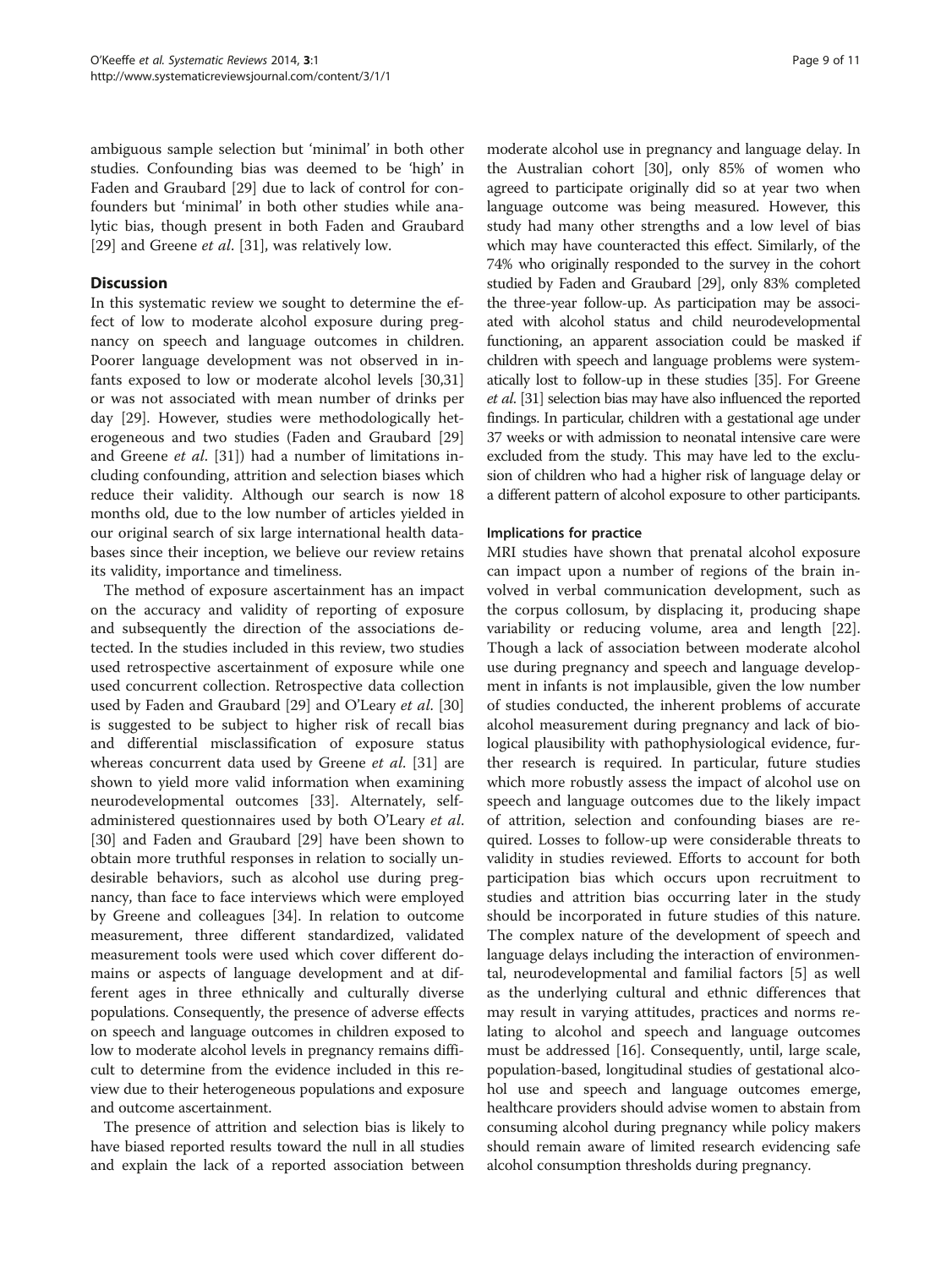ambiguous sample selection but 'minimal' in both other studies. Confounding bias was deemed to be 'high' in Faden and Graubard [29] due to lack of control for confounders but 'minimal' in both other studies while analytic bias, though present in both Faden and Graubard [29] and Greene *et al*. [31], was relatively low.

## Discussion

In this systematic review we sought to determine the effect of low to moderate alcohol exposure during pregnancy on speech and language outcomes in children. Poorer language development was not observed in infants exposed to low or moderate alcohol levels [30,31] or was not associated with mean number of drinks per day [29]. However, studies were methodologically heterogeneous and two studies (Faden and Graubard [29] and Greene *et al*. [31]) had a number of limitations including confounding, attrition and selection biases which reduce their validity. Although our search is now 18 months old, due to the low number of articles yielded in our original search of six large international health databases since their inception, we believe our review retains its validity, importance and timeliness.

The method of exposure ascertainment has an impact on the accuracy and validity of reporting of exposure and subsequently the direction of the associations detected. In the studies included in this review, two studies used retrospective ascertainment of exposure while one used concurrent collection. Retrospective data collection used by Faden and Graubard [29] and O'Leary *et al*. [30] is suggested to be subject to higher risk of recall bias and differential misclassification of exposure status whereas concurrent data used by Greene *et al*. [31] are shown to yield more valid information when examining neurodevelopmental outcomes [33]. Alternately, self-administered questionnaires used by both O'Leary *et al*. [30] and Faden and Graubard [29] have been shown to obtain more truthful responses in relation to socially undesirable behaviors, such as alcohol use during pregnancy, than face to face interviews which were employed by Greene and colleagues [34]. In relation to outcome measurement, three different standardized, validated measurement tools were used which cover different domains or aspects of language development and at different ages in three ethnically and culturally diverse populations. Consequently, the presence of adverse effects on speech and language outcomes in children exposed to low to moderate alcohol levels in pregnancy remains difficult to determine from the evidence included in this review due to their heterogeneous populations and exposure and outcome ascertainment.

The presence of attrition and selection bias is likely to have biased reported results toward the null in all studies and explain the lack of a reported association between moderate alcohol use in pregnancy and language delay. In the Australian cohort [30], only 85% of women who agreed to participate originally did so at year two when language outcome was being measured. However, this study had many other strengths and a low level of bias which may have counteracted this effect. Similarly, of the 74% who originally responded to the survey in the cohort studied by Faden and Graubard [29], only 83% completed the three-year follow-up. As participation may be associated with alcohol status and child neurodevelopmental functioning, an apparent association could be masked if children with speech and language problems were systematically lost to follow-up in these studies [35]. For Greene *et al*. [31] selection bias may have also influenced the reported findings. In particular, children with a gestational age under 37 weeks or with admission to neonatal intensive care were excluded from the study. This may have led to the exclusion of children who had a higher risk of language delay or a different pattern of alcohol exposure to other participants.

### Implications for practice

MRI studies have shown that prenatal alcohol exposure can impact upon a number of regions of the brain involved in verbal communication development, such as the corpus collosum, by displacing it, producing shape variability or reducing volume, area and length [22]. Though a lack of association between moderate alcohol use during pregnancy and speech and language development in infants is not implausible, given the low number of studies conducted, the inherent problems of accurate alcohol measurement during pregnancy and lack of biological plausibility with pathophysiological evidence, further research is required. In particular, future studies which more robustly assess the impact of alcohol use on speech and language outcomes due to the likely impact of attrition, selection and confounding biases are required. Losses to follow-up were considerable threats to validity in studies reviewed. Efforts to account for both participation bias which occurs upon recruitment to studies and attrition bias occurring later in the study should be incorporated in future studies of this nature. The complex nature of the development of speech and language delays including the interaction of environmental, neurodevelopmental and familial factors [5] as well as the underlying cultural and ethnic differences that may result in varying attitudes, practices and norms relating to alcohol and speech and language outcomes must be addressed [16]. Consequently, until, large scale, population-based, longitudinal studies of gestational alcohol use and speech and language outcomes emerge, healthcare providers should advise women to abstain from consuming alcohol during pregnancy while policy makers should remain aware of limited research evidencing safe alcohol consumption thresholds during pregnancy.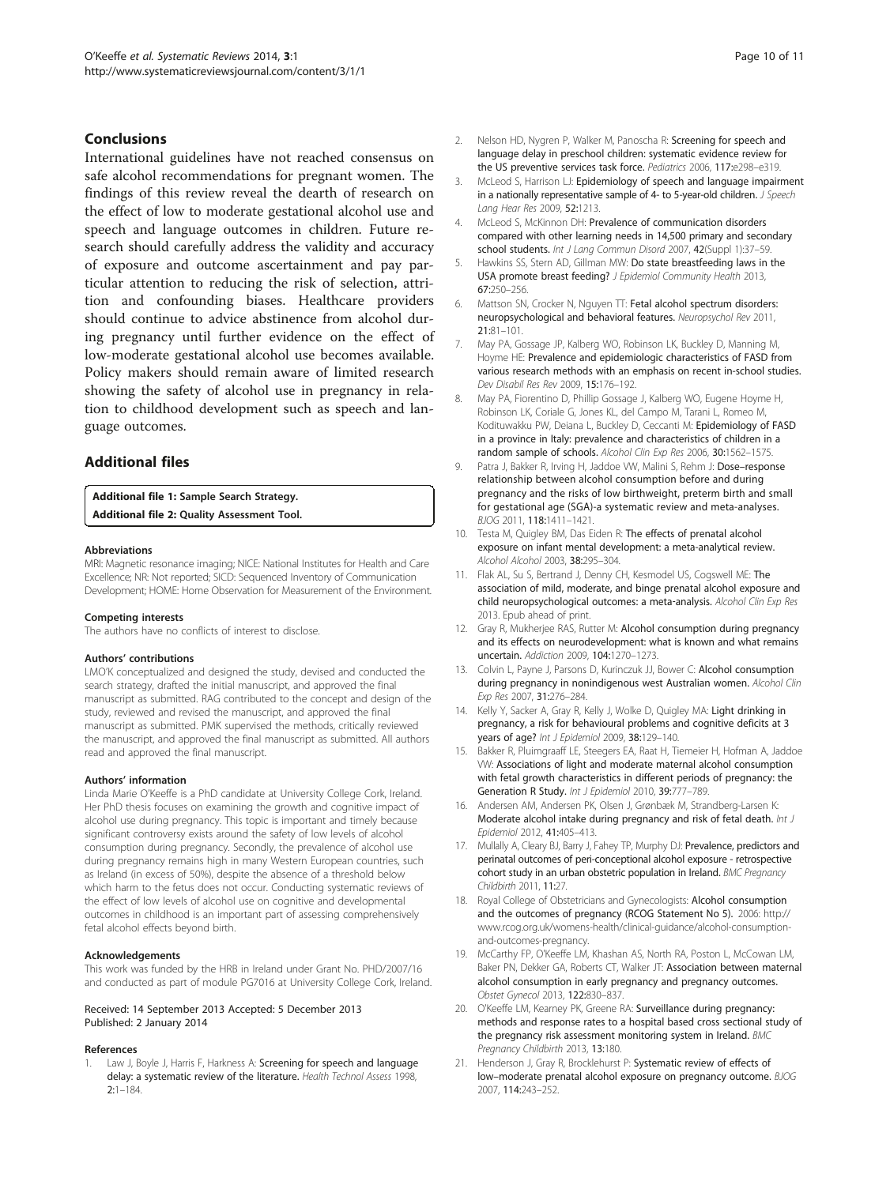## Conclusions

International guidelines have not reached consensus on safe alcohol recommendations for pregnant women. The findings of this review reveal the dearth of research on the effect of low to moderate gestational alcohol use and speech and language outcomes in children. Future research should carefully address the validity and accuracy of exposure and outcome ascertainment and pay particular attention to reducing the risk of selection, attrition and confounding biases. Healthcare providers should continue to advice abstinence from alcohol during pregnancy until further evidence on the effect of low-moderate gestational alcohol use becomes available. Policy makers should remain aware of limited research showing the safety of alcohol use in pregnancy in relation to childhood development such as speech and language outcomes.

## Additional files

**Additional file 1:** Sample Search Strategy.
**Additional file 2:** Quality Assessment Tool.

#### Abbreviations

MRI: Magnetic resonance imaging; NICE: National Institutes for Health and Care Excellence; NR: Not reported; SICD: Sequenced Inventory of Communication Development; HOME: Home Observation for Measurement of the Environment.

#### Competing interests

The authors have no conflicts of interest to disclose.

#### Authors' contributions

LMO'K conceptualized and designed the study, devised and conducted the search strategy, drafted the initial manuscript, and approved the final manuscript as submitted. RAG contributed to the concept and design of the study, reviewed and revised the manuscript, and approved the final manuscript as submitted. PMK supervised the methods, critically reviewed the manuscript, and approved the final manuscript as submitted. All authors read and approved the final manuscript.

#### Authors' information

Linda Marie O'Keeffe is a PhD candidate at University College Cork, Ireland. Her PhD thesis focuses on examining the growth and cognitive impact of alcohol use during pregnancy. This topic is important and timely because significant controversy exists around the safety of low levels of alcohol consumption during pregnancy. Secondly, the prevalence of alcohol use during pregnancy remains high in many Western European countries, such as Ireland (in excess of 50%), despite the absence of a threshold below which harm to the fetus does not occur. Conducting systematic reviews of the effect of low levels of alcohol use on cognitive and developmental outcomes in childhood is an important part of assessing comprehensively fetal alcohol effects beyond birth.

#### Acknowledgements

This work was funded by the HRB in Ireland under Grant No. PHD/2007/16 and conducted as part of module PG7016 at University College Cork, Ireland.

Received: 14 September 2013 Accepted: 5 December 2013
Published: 2 January 2014

#### References

1. Law J, Boyle J, Harris F, Harkness A: **Screening for speech and language delay: a systematic review of the literature.** *Health Technol Assess* 1998, **2:**1–184.
2. Nelson HD, Nygren P, Walker M, Panoscha R: **Screening for speech and language delay in preschool children: systematic evidence review for the US preventive services task force.** *Pediatrics* 2006, **117:**e298–e319.
3. McLeod S, Harrison LJ: **Epidemiology of speech and language impairment in a nationally representative sample of 4- to 5-year-old children.** *J Speech Lang Hear Res* 2009, **52:**1213.
4. McLeod S, McKinnon DH: **Prevalence of communication disorders compared with other learning needs in 14,500 primary and secondary school students.** *Int J Lang Commun Disord* 2007, **42**(Suppl 1):37–59.
5. Hawkins SS, Stern AD, Gillman MW: **Do state breastfeeding laws in the USA promote breast feeding?** *J Epidemiol Community Health* 2013, **67:**250–256.
6. Mattson SN, Crocker N, Nguyen TT: **Fetal alcohol spectrum disorders: neuropsychological and behavioral features.** *Neuropsychol Rev* 2011, **21:**81–101.
7. May PA, Gossage JP, Kalberg WO, Robinson LK, Buckley D, Manning M, Hoyme HE: **Prevalence and epidemiologic characteristics of FASD from various research methods with an emphasis on recent in-school studies.** *Dev Disabil Res Rev* 2009, **15:**176–192.
8. May PA, Fiorentino D, Phillip Gossage J, Kalberg WO, Eugene Hoyme H, Robinson LK, Coriale G, Jones KL, del Campo M, Tarani L, Romeo M, Kodituwakku PW, Deiana L, Buckley D, Ceccanti M: **Epidemiology of FASD in a province in Italy: prevalence and characteristics of children in a random sample of schools.** *Alcohol Clin Exp Res* 2006, **30:**1562–1575.
9. Patra J, Bakker R, Irving H, Jaddoe VW, Malini S, Rehm J: **Dose–response relationship between alcohol consumption before and during pregnancy and the risks of low birthweight, preterm birth and small for gestational age (SGA)-a systematic review and meta-analyses.** *BJOG* 2011, **118:**1411–1421.
10. Testa M, Quigley BM, Das Eiden R: **The effects of prenatal alcohol exposure on infant mental development: a meta-analytical review.** *Alcohol Alcohol* 2003, **38:**295–304.
11. Flak AL, Su S, Bertrand J, Denny CH, Kesmodel US, Cogswell ME: **The association of mild, moderate, and binge prenatal alcohol exposure and child neuropsychological outcomes: a meta-analysis.** *Alcohol Clin Exp Res* 2013. Epub ahead of print.
12. Gray R, Mukherjee RAS, Rutter M: **Alcohol consumption during pregnancy and its effects on neurodevelopment: what is known and what remains uncertain.** *Addiction* 2009, **104:**1270–1273.
13. Colvin L, Payne J, Parsons D, Kurinczuk JJ, Bower C: **Alcohol consumption during pregnancy in nonindigenous west Australian women.** *Alcohol Clin Exp Res* 2007, **31:**276–284.
14. Kelly Y, Sacker A, Gray R, Kelly J, Wolke D, Quigley MA: **Light drinking in pregnancy, a risk for behavioural problems and cognitive deficits at 3 years of age?** *Int J Epidemiol* 2009, **38:**129–140.
15. Bakker R, Pluimgraaff LE, Steegers EA, Raat H, Tiemeier H, Hofman A, Jaddoe VW: **Associations of light and moderate maternal alcohol consumption with fetal growth characteristics in different periods of pregnancy: the Generation R Study.** *Int J Epidemiol* 2010, **39:**777–789.
16. Andersen AM, Andersen PK, Olsen J, Grønbæk M, Strandberg-Larsen K: **Moderate alcohol intake during pregnancy and risk of fetal death.** *Int J Epidemiol* 2012, **41:**405–413.
17. Mullally A, Cleary BJ, Barry J, Fahey TP, Murphy DJ: **Prevalence, predictors and perinatal outcomes of peri-conceptional alcohol exposure - retrospective cohort study in an urban obstetric population in Ireland.** *BMC Pregnancy Childbirth* 2011, **11:**27.
18. Royal College of Obstetricians and Gynecologists: **Alcohol consumption and the outcomes of pregnancy (RCOG Statement No 5).** 2006: http://www.rcog.org.uk/womens-health/clinical-guidance/alcohol-consumption-and-outcomes-pregnancy.
19. McCarthy FP, O'Keeffe LM, Khashan AS, North RA, Poston L, McCowan LM, Baker PN, Dekker GA, Roberts CT, Walker JT: **Association between maternal alcohol consumption in early pregnancy and pregnancy outcomes.** *Obstet Gynecol* 2013, **122:**830–837.
20. O'Keeffe LM, Kearney PK, Greene RA: **Surveillance during pregnancy: methods and response rates to a hospital based cross sectional study of the pregnancy risk assessment monitoring system in Ireland.** *BMC Pregnancy Childbirth* 2013, **13:**180.
21. Henderson J, Gray R, Brocklehurst P: **Systematic review of effects of low–moderate prenatal alcohol exposure on pregnancy outcome.** *BJOG* 2007, **114:**243–252.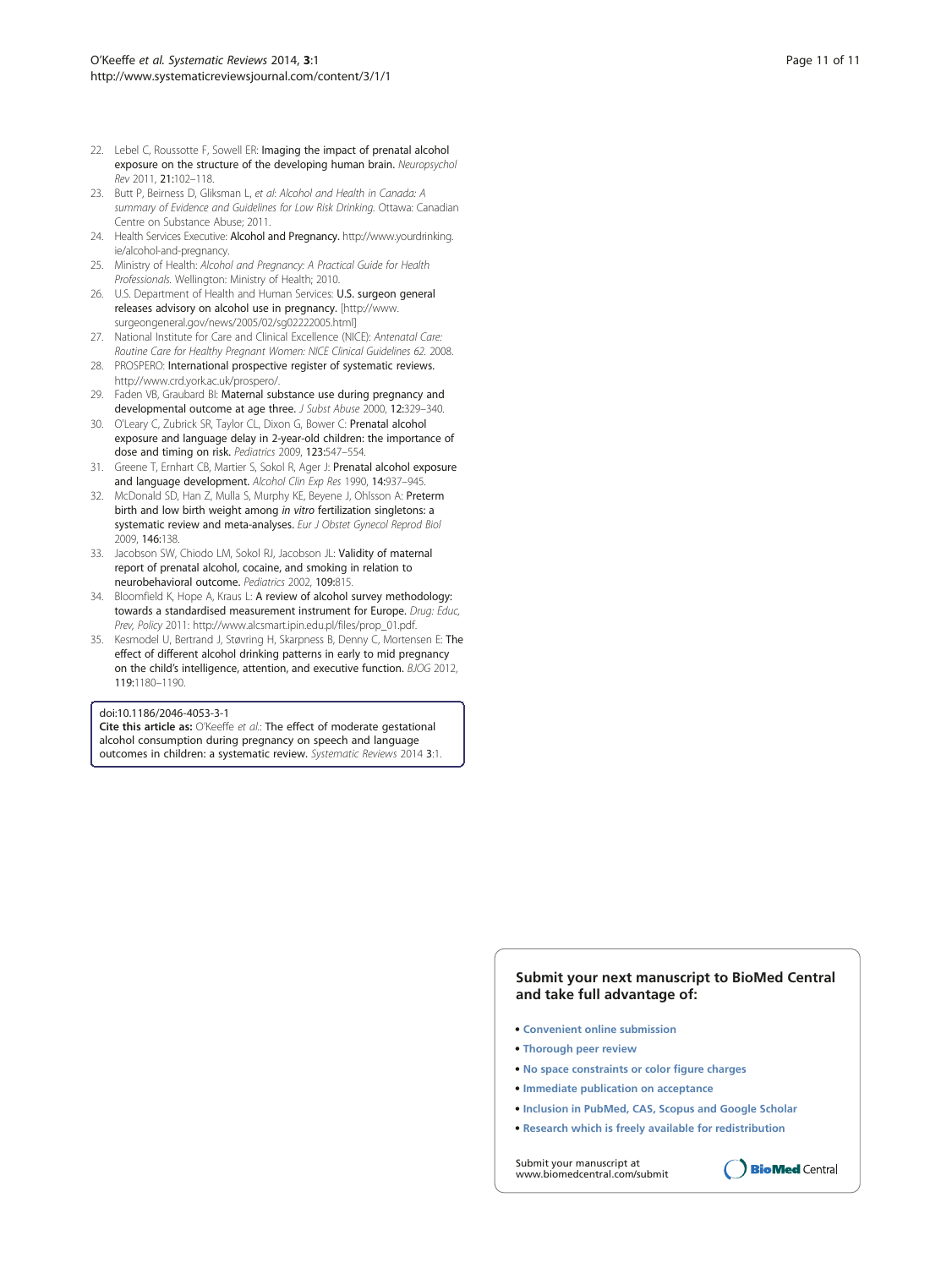22. Lebel C, Roussotte F, Sowell ER: **Imaging the impact of prenatal alcohol exposure on the structure of the developing human brain.** *Neuropsychol Rev* 2011, **21:**102–118.
23. Butt P, Beirness D, Gliksman L, *et al*: *Alcohol and Health in Canada: A summary of Evidence and Guidelines for Low Risk Drinking.* Ottawa: Canadian Centre on Substance Abuse; 2011.
24. Health Services Executive: **Alcohol and Pregnancy.** http://www.yourdrinking.ie/alcohol-and-pregnancy.
25. Ministry of Health: *Alcohol and Pregnancy: A Practical Guide for Health Professionals.* Wellington: Ministry of Health; 2010.
26. U.S. Department of Health and Human Services: **U.S. surgeon general releases advisory on alcohol use in pregnancy.** [http://www.surgeongeneral.gov/news/2005/02/sg02222005.html]
27. National Institute for Care and Clinical Excellence (NICE): *Antenatal Care: Routine Care for Healthy Pregnant Women: NICE Clinical Guidelines 62.* 2008.
28. PROSPERO: **International prospective register of systematic reviews.** http://www.crd.york.ac.uk/prospero/.
29. Faden VB, Graubard BI: **Maternal substance use during pregnancy and developmental outcome at age three.** *J Subst Abuse* 2000, **12:**329–340.
30. O'Leary C, Zubrick SR, Taylor CL, Dixon G, Bower C: **Prenatal alcohol exposure and language delay in 2-year-old children: the importance of dose and timing on risk.** *Pediatrics* 2009, **123:**547–554.
31. Greene T, Ernhart CB, Martier S, Sokol R, Ager J: **Prenatal alcohol exposure and language development.** *Alcohol Clin Exp Res* 1990, **14:**937–945.
32. McDonald SD, Han Z, Mulla S, Murphy KE, Beyene J, Ohlsson A: **Preterm birth and low birth weight among *in vitro* fertilization singletons: a systematic review and meta-analyses.** *Eur J Obstet Gynecol Reprod Biol* 2009, **146:**138.
33. Jacobson SW, Chiodo LM, Sokol RJ, Jacobson JL: **Validity of maternal report of prenatal alcohol, cocaine, and smoking in relation to neurobehavioral outcome.** *Pediatrics* 2002, **109:**815.
34. Bloomfield K, Hope A, Kraus L: **A review of alcohol survey methodology: towards a standardised measurement instrument for Europe.** *Drug: Educ, Prev, Policy* 2011: http://www.alcsmart.ipin.edu.pl/files/prop_01.pdf.
35. Kesmodel U, Bertrand J, Støvring H, Skarpness B, Denny C, Mortensen E: **The effect of different alcohol drinking patterns in early to mid pregnancy on the child's intelligence, attention, and executive function.** *BJOG* 2012, **119:**1180–1190.

doi:10.1186/2046-4053-3-1

**Cite this article as:** O'Keeffe *et al.*: The effect of moderate gestational alcohol consumption during pregnancy on speech and language outcomes in children: a systematic review. *Systematic Reviews* 2014 **3**:1.

**Submit your next manuscript to BioMed Central and take full advantage of:**

- **Convenient online submission**
- **Thorough peer review**
- **No space constraints or color figure charges**
- **Immediate publication on acceptance**
- **Inclusion in PubMed, CAS, Scopus and Google Scholar**
- **Research which is freely available for redistribution**

Submit your manuscript at www.biomedcentral.com/submit

BioMed Central